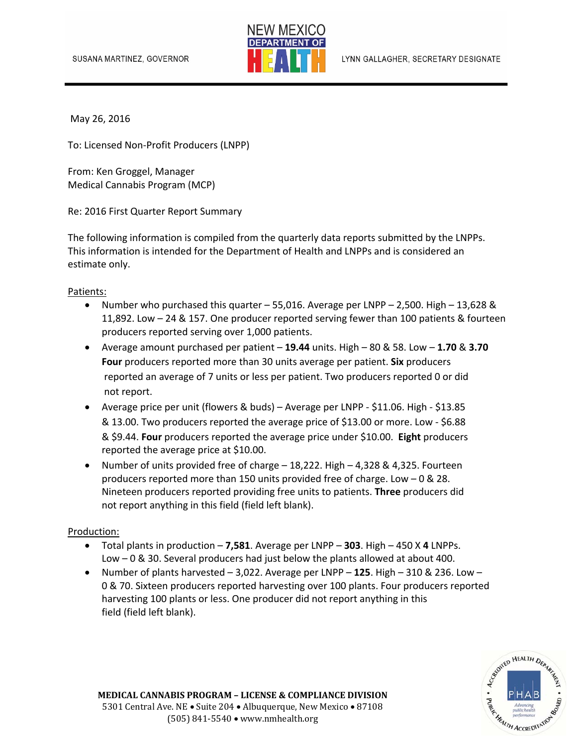SUSANA MARTINEZ, GOVERNOR

NEW MEXICO DEPARTMENT OF HEALTH

LYNN GALLAGHER, SECRETARY DESIGNATE

May 26, 2016

To: Licensed Non-Profit Producers (LNPP)

From: Ken Groggel, Manager
Medical Cannabis Program (MCP)

Re: 2016 First Quarter Report Summary

The following information is compiled from the quarterly data reports submitted by the LNPPs. This information is intended for the Department of Health and LNPPs and is considered an estimate only.

Patients:

- Number who purchased this quarter – 55,016. Average per LNPP – 2,500. High – 13,628 & 11,892. Low – 24 & 157. One producer reported serving fewer than 100 patients & fourteen producers reported serving over 1,000 patients.
- Average amount purchased per patient – **19.44** units. High – 80 & 58. Low – **1.70** & **3.70** **Four** producers reported more than 30 units average per patient. **Six** producers reported an average of 7 units or less per patient. Two producers reported 0 or did not report.
- Average price per unit (flowers & buds) – Average per LNPP - $11.06. High - $13.85 & 13.00. Two producers reported the average price of $13.00 or more. Low - $6.88 & $9.44. **Four** producers reported the average price under $10.00. **Eight** producers reported the average price at $10.00.
- Number of units provided free of charge – 18,222. High – 4,328 & 4,325. Fourteen producers reported more than 150 units provided free of charge. Low – 0 & 28. Nineteen producers reported providing free units to patients. **Three** producers did not report anything in this field (field left blank).

Production:

- Total plants in production – **7,581**. Average per LNPP – **303**. High – 450 X **4** LNPPs. Low – 0 & 30. Several producers had just below the plants allowed at about 400.
- Number of plants harvested – 3,022. Average per LNPP – **125**. High – 310 & 236. Low – 0 & 70. Sixteen producers reported harvesting over 100 plants. Four producers reported harvesting 100 plants or less. One producer did not report anything in this field (field left blank).

**MEDICAL CANNABIS PROGRAM – LICENSE & COMPLIANCE DIVISION**
5301 Central Ave. NE • Suite 204 • Albuquerque, New Mexico • 87108
(505) 841-5540 • www.nmhealth.org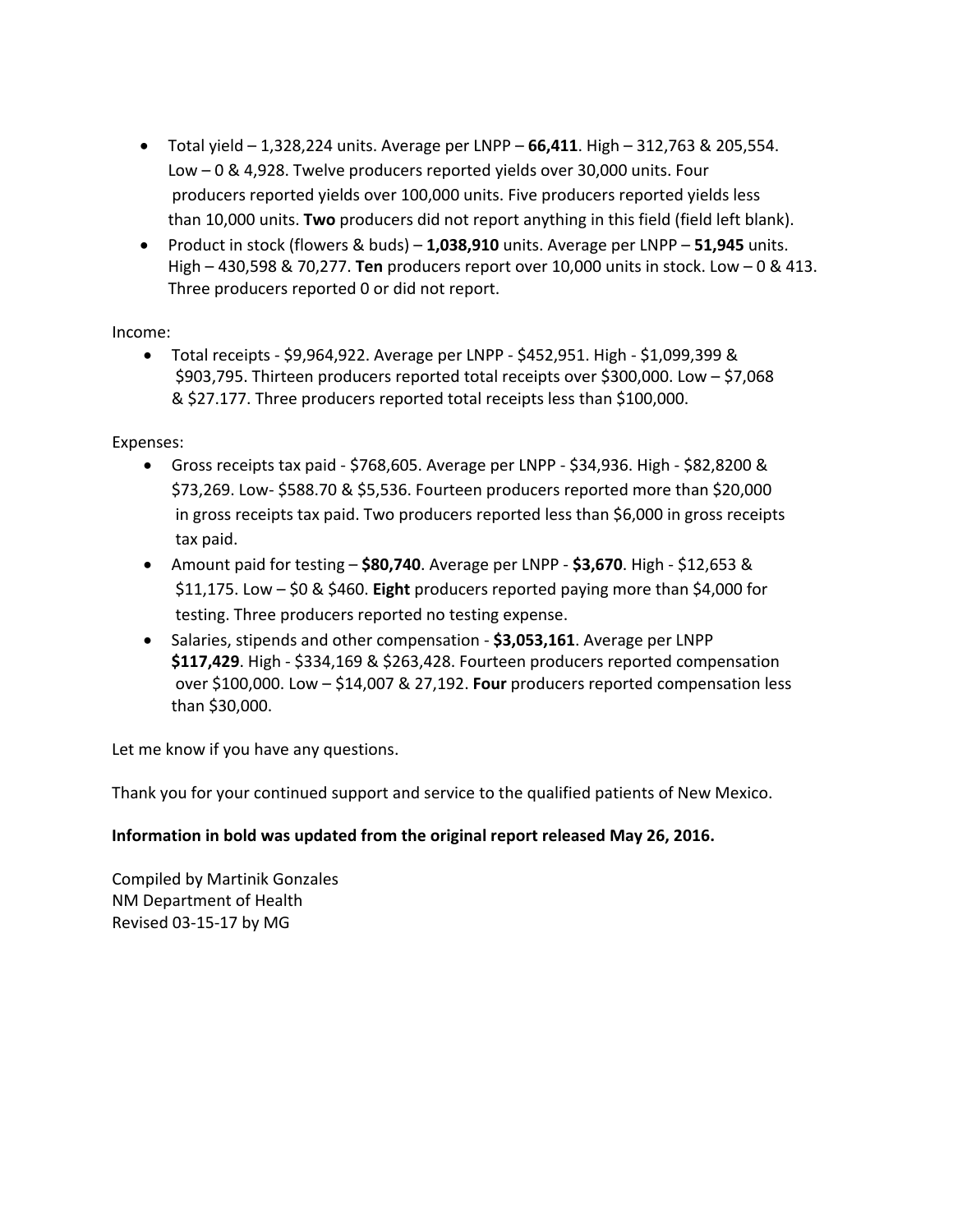- Total yield – 1,328,224 units. Average per LNPP – **66,411**. High – 312,763 & 205,554. Low – 0 & 4,928. Twelve producers reported yields over 30,000 units. Four producers reported yields over 100,000 units. Five producers reported yields less than 10,000 units. **Two** producers did not report anything in this field (field left blank).
- Product in stock (flowers & buds) – **1,038,910** units. Average per LNPP – **51,945** units. High – 430,598 & 70,277. **Ten** producers report over 10,000 units in stock. Low – 0 & 413. Three producers reported 0 or did not report.

Income:

- Total receipts - $9,964,922. Average per LNPP - $452,951. High - $1,099,399 & $903,795. Thirteen producers reported total receipts over $300,000. Low – $7,068 & $27.177. Three producers reported total receipts less than $100,000.

Expenses:

- Gross receipts tax paid - $768,605. Average per LNPP - $34,936. High - $82,8200 & $73,269. Low- $588.70 & $5,536. Fourteen producers reported more than $20,000 in gross receipts tax paid. Two producers reported less than $6,000 in gross receipts tax paid.
- Amount paid for testing – **$80,740**. Average per LNPP - **$3,670**. High - $12,653 & $11,175. Low – $0 & $460. **Eight** producers reported paying more than $4,000 for testing. Three producers reported no testing expense.
- Salaries, stipends and other compensation - **$3,053,161**. Average per LNPP **$117,429**. High - $334,169 & $263,428. Fourteen producers reported compensation over $100,000. Low – $14,007 & 27,192. **Four** producers reported compensation less than $30,000.

Let me know if you have any questions.

Thank you for your continued support and service to the qualified patients of New Mexico.

**Information in bold was updated from the original report released May 26, 2016.**

Compiled by Martinik Gonzales  
NM Department of Health  
Revised 03-15-17 by MG